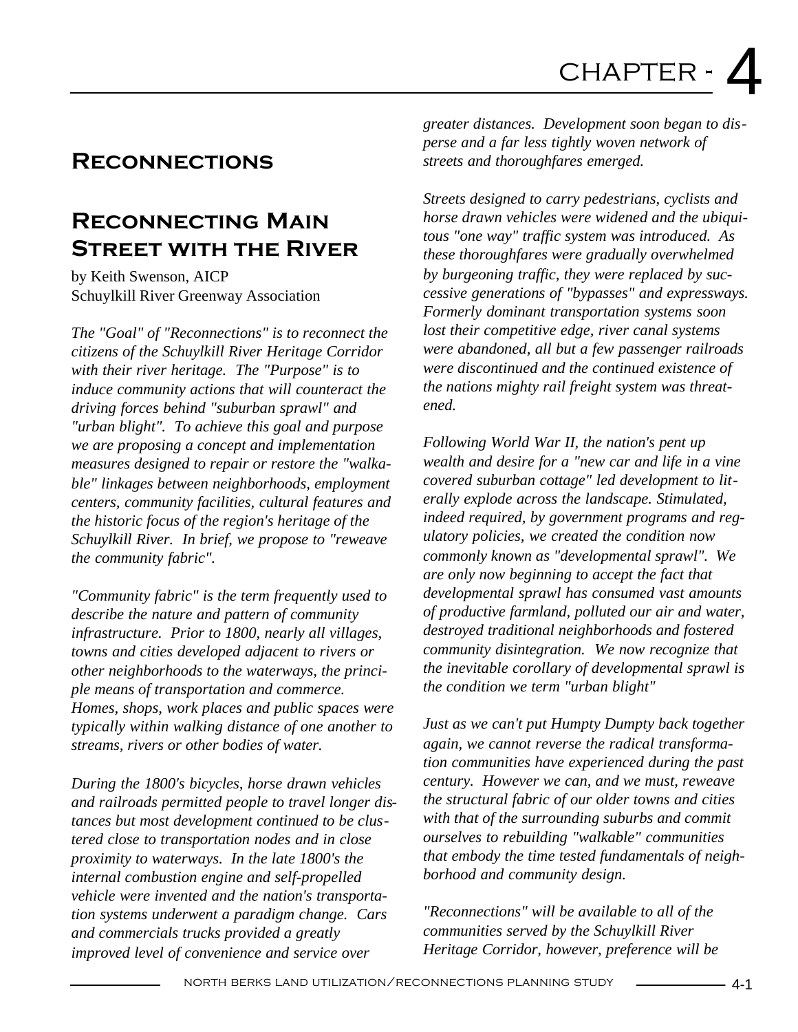# CHAPTER - 4

## Reconnections

## Reconnecting Main Street with the River

by Keith Swenson, AICP
Schuylkill River Greenway Association

*The "Goal" of "Reconnections" is to reconnect the citizens of the Schuylkill River Heritage Corridor with their river heritage. The "Purpose" is to induce community actions that will counteract the driving forces behind "suburban sprawl" and "urban blight". To achieve this goal and purpose we are proposing a concept and implementation measures designed to repair or restore the "walkable" linkages between neighborhoods, employment centers, community facilities, cultural features and the historic focus of the region's heritage of the Schuylkill River. In brief, we propose to "reweave the community fabric".*

*"Community fabric" is the term frequently used to describe the nature and pattern of community infrastructure. Prior to 1800, nearly all villages, towns and cities developed adjacent to rivers or other neighborhoods to the waterways, the principle means of transportation and commerce. Homes, shops, work places and public spaces were typically within walking distance of one another to streams, rivers or other bodies of water.*

*During the 1800's bicycles, horse drawn vehicles and railroads permitted people to travel longer distances but most development continued to be clustered close to transportation nodes and in close proximity to waterways. In the late 1800's the internal combustion engine and self-propelled vehicle were invented and the nation's transportation systems underwent a paradigm change. Cars and commercials trucks provided a greatly improved level of convenience and service over greater distances. Development soon began to disperse and a far less tightly woven network of streets and thoroughfares emerged.*

*Streets designed to carry pedestrians, cyclists and horse drawn vehicles were widened and the ubiquitous "one way" traffic system was introduced. As these thoroughfares were gradually overwhelmed by burgeoning traffic, they were replaced by successive generations of "bypasses" and expressways. Formerly dominant transportation systems soon lost their competitive edge, river canal systems were abandoned, all but a few passenger railroads were discontinued and the continued existence of the nations mighty rail freight system was threatened.*

*Following World War II, the nation's pent up wealth and desire for a "new car and life in a vine covered suburban cottage" led development to literally explode across the landscape. Stimulated, indeed required, by government programs and regulatory policies, we created the condition now commonly known as "developmental sprawl". We are only now beginning to accept the fact that developmental sprawl has consumed vast amounts of productive farmland, polluted our air and water, destroyed traditional neighborhoods and fostered community disintegration. We now recognize that the inevitable corollary of developmental sprawl is the condition we term "urban blight"*

*Just as we can't put Humpty Dumpty back together again, we cannot reverse the radical transformation communities have experienced during the past century. However we can, and we must, reweave the structural fabric of our older towns and cities with that of the surrounding suburbs and commit ourselves to rebuilding "walkable" communities that embody the time tested fundamentals of neighborhood and community design.*

*"Reconnections" will be available to all of the communities served by the Schuylkill River Heritage Corridor, however, preference will be*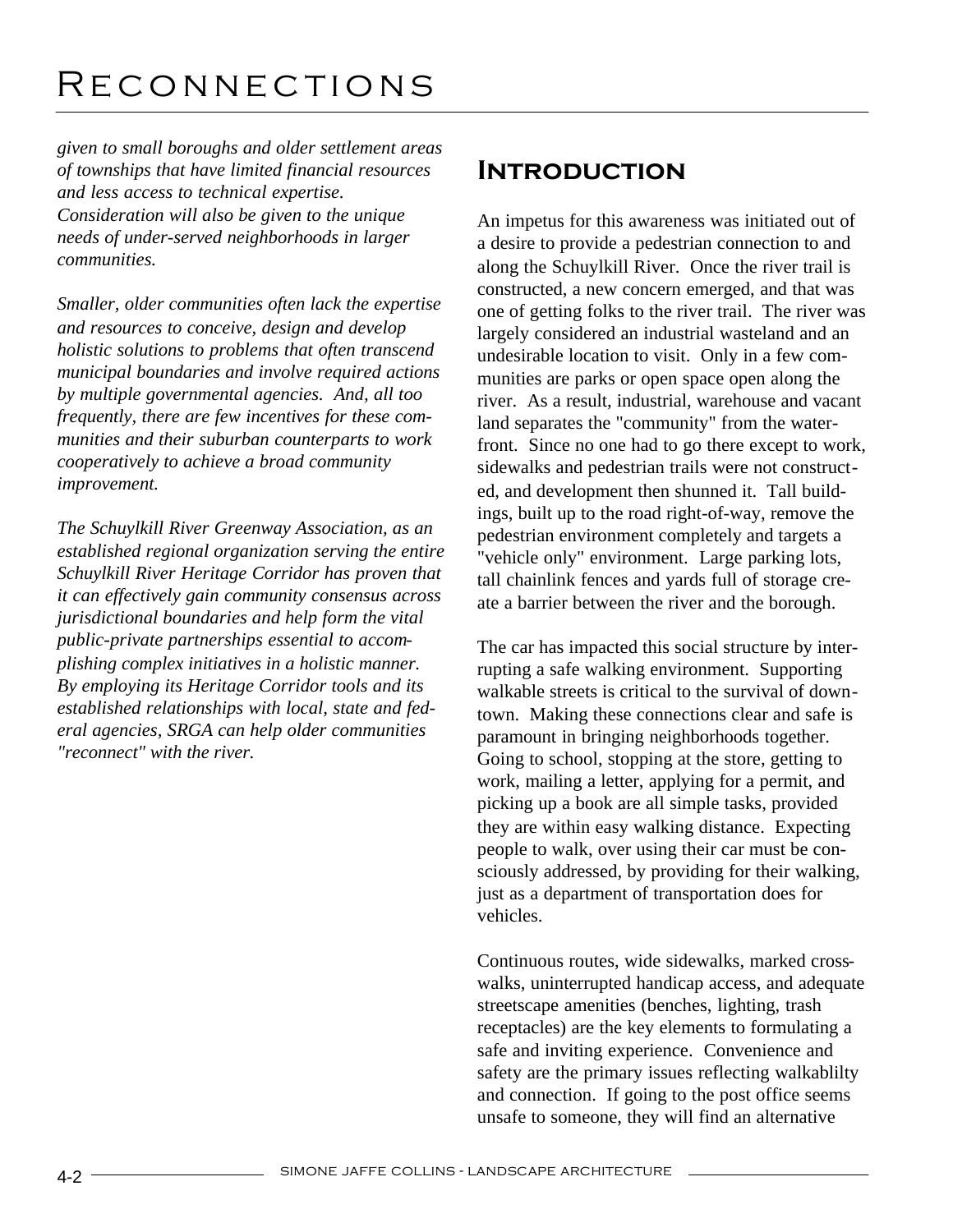*given to small boroughs and older settlement areas of townships that have limited financial resources and less access to technical expertise. Consideration will also be given to the unique needs of under-served neighborhoods in larger communities.*

*Smaller, older communities often lack the expertise and resources to conceive, design and develop holistic solutions to problems that often transcend municipal boundaries and involve required actions by multiple governmental agencies. And, all too frequently, there are few incentives for these communities and their suburban counterparts to work cooperatively to achieve a broad community improvement.*

*The Schuylkill River Greenway Association, as an established regional organization serving the entire Schuylkill River Heritage Corridor has proven that it can effectively gain community consensus across jurisdictional boundaries and help form the vital public-private partnerships essential to accomplishing complex initiatives in a holistic manner. By employing its Heritage Corridor tools and its established relationships with local, state and federal agencies, SRGA can help older communities "reconnect" with the river.*

## Introduction

An impetus for this awareness was initiated out of a desire to provide a pedestrian connection to and along the Schuylkill River. Once the river trail is constructed, a new concern emerged, and that was one of getting folks to the river trail. The river was largely considered an industrial wasteland and an undesirable location to visit. Only in a few communities are parks or open space open along the river. As a result, industrial, warehouse and vacant land separates the "community" from the waterfront. Since no one had to go there except to work, sidewalks and pedestrian trails were not constructed, and development then shunned it. Tall buildings, built up to the road right-of-way, remove the pedestrian environment completely and targets a "vehicle only" environment. Large parking lots, tall chainlink fences and yards full of storage create a barrier between the river and the borough.

The car has impacted this social structure by interrupting a safe walking environment. Supporting walkable streets is critical to the survival of downtown. Making these connections clear and safe is paramount in bringing neighborhoods together. Going to school, stopping at the store, getting to work, mailing a letter, applying for a permit, and picking up a book are all simple tasks, provided they are within easy walking distance. Expecting people to walk, over using their car must be consciously addressed, by providing for their walking, just as a department of transportation does for vehicles.

Continuous routes, wide sidewalks, marked crosswalks, uninterrupted handicap access, and adequate streetscape amenities (benches, lighting, trash receptacles) are the key elements to formulating a safe and inviting experience. Convenience and safety are the primary issues reflecting walkablilty and connection. If going to the post office seems unsafe to someone, they will find an alternative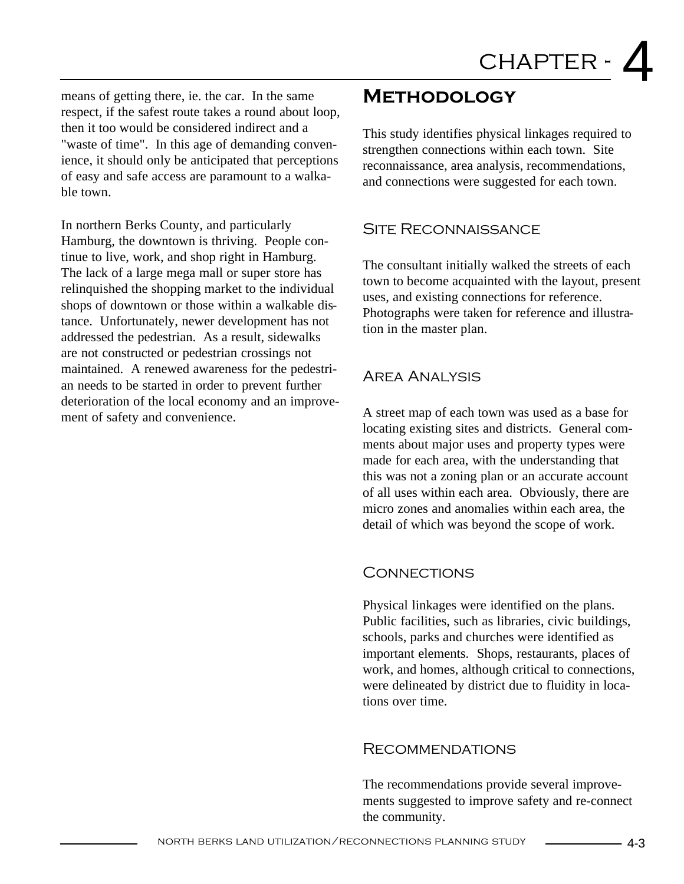means of getting there, ie. the car. In the same respect, if the safest route takes a round about loop, then it too would be considered indirect and a "waste of time". In this age of demanding convenience, it should only be anticipated that perceptions of easy and safe access are paramount to a walkable town.

In northern Berks County, and particularly Hamburg, the downtown is thriving. People continue to live, work, and shop right in Hamburg. The lack of a large mega mall or super store has relinquished the shopping market to the individual shops of downtown or those within a walkable distance. Unfortunately, newer development has not addressed the pedestrian. As a result, sidewalks are not constructed or pedestrian crossings not maintained. A renewed awareness for the pedestrian needs to be started in order to prevent further deterioration of the local economy and an improvement of safety and convenience.

# Methodology

This study identifies physical linkages required to strengthen connections within each town. Site reconnaissance, area analysis, recommendations, and connections were suggested for each town.

## Site Reconnaissance

The consultant initially walked the streets of each town to become acquainted with the layout, present uses, and existing connections for reference. Photographs were taken for reference and illustration in the master plan.

## Area Analysis

A street map of each town was used as a base for locating existing sites and districts. General comments about major uses and property types were made for each area, with the understanding that this was not a zoning plan or an accurate account of all uses within each area. Obviously, there are micro zones and anomalies within each area, the detail of which was beyond the scope of work.

## Connections

Physical linkages were identified on the plans. Public facilities, such as libraries, civic buildings, schools, parks and churches were identified as important elements. Shops, restaurants, places of work, and homes, although critical to connections, were delineated by district due to fluidity in locations over time.

## Recommendations

The recommendations provide several improvements suggested to improve safety and re-connect the community.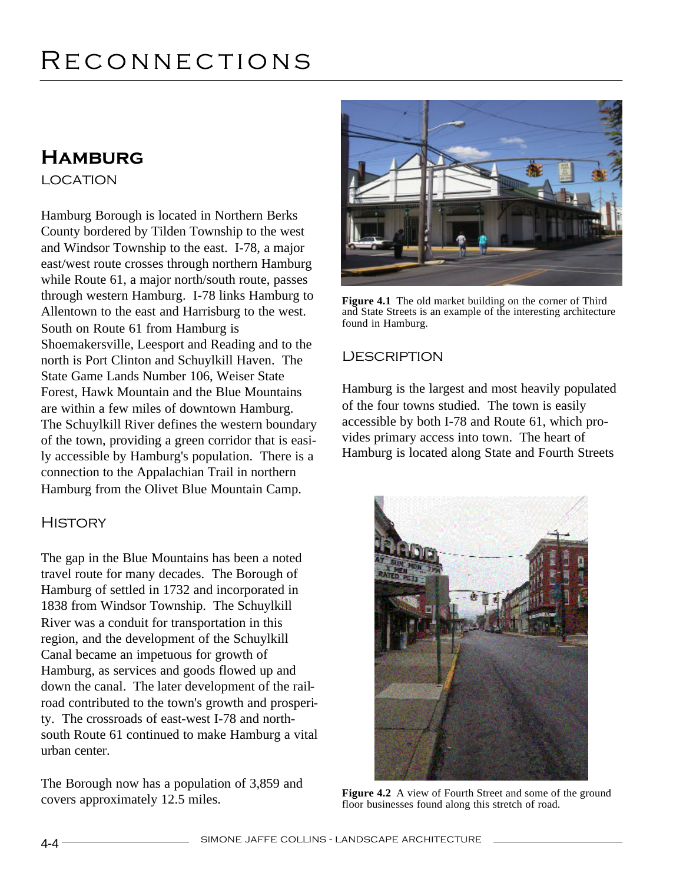# Reconnections

## Hamburg

### LOCATION

Hamburg Borough is located in Northern Berks County bordered by Tilden Township to the west and Windsor Township to the east. I-78, a major east/west route crosses through northern Hamburg while Route 61, a major north/south route, passes through western Hamburg. I-78 links Hamburg to Allentown to the east and Harrisburg to the west. South on Route 61 from Hamburg is Shoemakersville, Leesport and Reading and to the north is Port Clinton and Schuylkill Haven. The State Game Lands Number 106, Weiser State Forest, Hawk Mountain and the Blue Mountains are within a few miles of downtown Hamburg. The Schuylkill River defines the western boundary of the town, providing a green corridor that is easily accessible by Hamburg's population. There is a connection to the Appalachian Trail in northern Hamburg from the Olivet Blue Mountain Camp.

### History

The gap in the Blue Mountains has been a noted travel route for many decades. The Borough of Hamburg of settled in 1732 and incorporated in 1838 from Windsor Township. The Schuylkill River was a conduit for transportation in this region, and the development of the Schuylkill Canal became an impetuous for growth of Hamburg, as services and goods flowed up and down the canal. The later development of the railroad contributed to the town's growth and prosperity. The crossroads of east-west I-78 and north-south Route 61 continued to make Hamburg a vital urban center.

The Borough now has a population of 3,859 and covers approximately 12.5 miles.

**Figure 4.1** The old market building on the corner of Third and State Streets is an example of the interesting architecture found in Hamburg.

### Description

Hamburg is the largest and most heavily populated of the four towns studied. The town is easily accessible by both I-78 and Route 61, which provides primary access into town. The heart of Hamburg is located along State and Fourth Streets

**Figure 4.2** A view of Fourth Street and some of the ground floor businesses found along this stretch of road.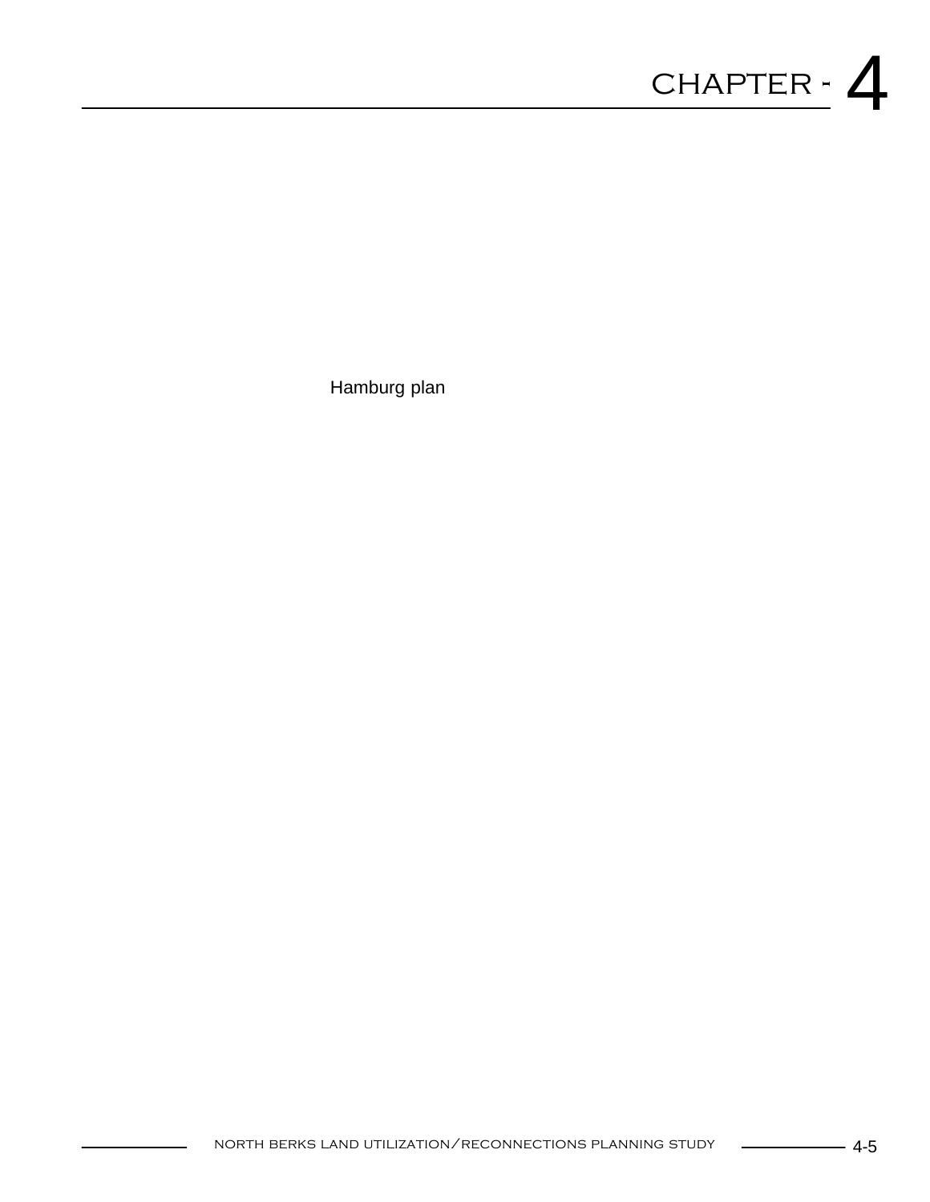Hamburg plan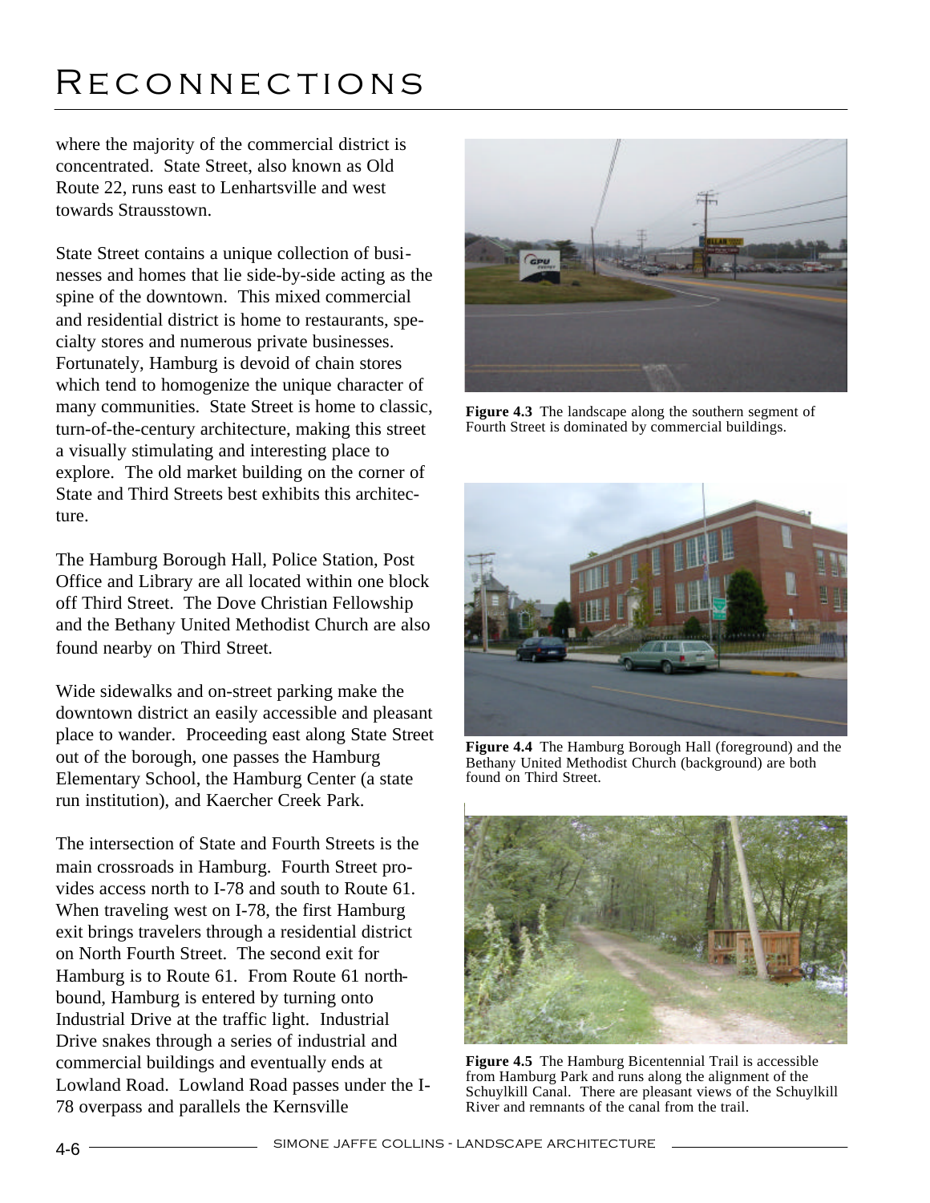where the majority of the commercial district is concentrated. State Street, also known as Old Route 22, runs east to Lenhartsville and west towards Strausstown.

State Street contains a unique collection of businesses and homes that lie side-by-side acting as the spine of the downtown. This mixed commercial and residential district is home to restaurants, specialty stores and numerous private businesses. Fortunately, Hamburg is devoid of chain stores which tend to homogenize the unique character of many communities. State Street is home to classic, turn-of-the-century architecture, making this street a visually stimulating and interesting place to explore. The old market building on the corner of State and Third Streets best exhibits this architecture.

The Hamburg Borough Hall, Police Station, Post Office and Library are all located within one block off Third Street. The Dove Christian Fellowship and the Bethany United Methodist Church are also found nearby on Third Street.

Wide sidewalks and on-street parking make the downtown district an easily accessible and pleasant place to wander. Proceeding east along State Street out of the borough, one passes the Hamburg Elementary School, the Hamburg Center (a state run institution), and Kaercher Creek Park.

The intersection of State and Fourth Streets is the main crossroads in Hamburg. Fourth Street provides access north to I-78 and south to Route 61. When traveling west on I-78, the first Hamburg exit brings travelers through a residential district on North Fourth Street. The second exit for Hamburg is to Route 61. From Route 61 northbound, Hamburg is entered by turning onto Industrial Drive at the traffic light. Industrial Drive snakes through a series of industrial and commercial buildings and eventually ends at Lowland Road. Lowland Road passes under the I-78 overpass and parallels the Kernsville

**Figure 4.3** The landscape along the southern segment of Fourth Street is dominated by commercial buildings.

**Figure 4.4** The Hamburg Borough Hall (foreground) and the Bethany United Methodist Church (background) are both found on Third Street.

**Figure 4.5** The Hamburg Bicentennial Trail is accessible from Hamburg Park and runs along the alignment of the Schuylkill Canal. There are pleasant views of the Schuylkill River and remnants of the canal from the trail.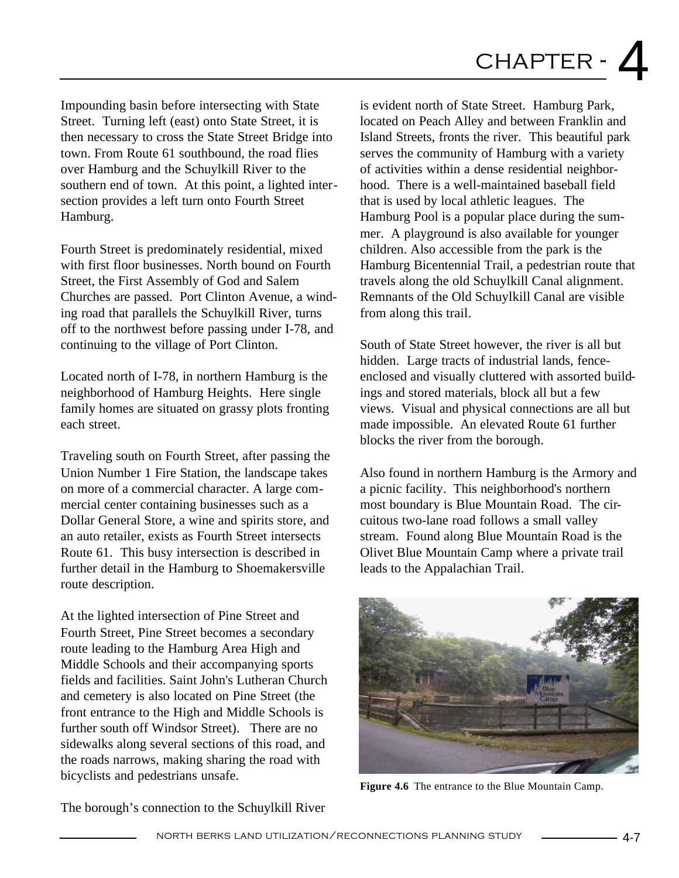Impounding basin before intersecting with State Street. Turning left (east) onto State Street, it is then necessary to cross the State Street Bridge into town. From Route 61 southbound, the road flies over Hamburg and the Schuylkill River to the southern end of town. At this point, a lighted intersection provides a left turn onto Fourth Street Hamburg.

Fourth Street is predominately residential, mixed with first floor businesses. North bound on Fourth Street, the First Assembly of God and Salem Churches are passed. Port Clinton Avenue, a winding road that parallels the Schuylkill River, turns off to the northwest before passing under I-78, and continuing to the village of Port Clinton.

Located north of I-78, in northern Hamburg is the neighborhood of Hamburg Heights. Here single family homes are situated on grassy plots fronting each street.

Traveling south on Fourth Street, after passing the Union Number 1 Fire Station, the landscape takes on more of a commercial character. A large commercial center containing businesses such as a Dollar General Store, a wine and spirits store, and an auto retailer, exists as Fourth Street intersects Route 61. This busy intersection is described in further detail in the Hamburg to Shoemakersville route description.

At the lighted intersection of Pine Street and Fourth Street, Pine Street becomes a secondary route leading to the Hamburg Area High and Middle Schools and their accompanying sports fields and facilities. Saint John's Lutheran Church and cemetery is also located on Pine Street (the front entrance to the High and Middle Schools is further south off Windsor Street). There are no sidewalks along several sections of this road, and the roads narrows, making sharing the road with bicyclists and pedestrians unsafe.

The borough's connection to the Schuylkill River is evident north of State Street. Hamburg Park, located on Peach Alley and between Franklin and Island Streets, fronts the river. This beautiful park serves the community of Hamburg with a variety of activities within a dense residential neighborhood. There is a well-maintained baseball field that is used by local athletic leagues. The Hamburg Pool is a popular place during the summer. A playground is also available for younger children. Also accessible from the park is the Hamburg Bicentennial Trail, a pedestrian route that travels along the old Schuylkill Canal alignment. Remnants of the Old Schuylkill Canal are visible from along this trail.

South of State Street however, the river is all but hidden. Large tracts of industrial lands, fence-enclosed and visually cluttered with assorted buildings and stored materials, block all but a few views. Visual and physical connections are all but made impossible. An elevated Route 61 further blocks the river from the borough.

Also found in northern Hamburg is the Armory and a picnic facility. This neighborhood's northern most boundary is Blue Mountain Road. The circuitous two-lane road follows a small valley stream. Found along Blue Mountain Road is the Olivet Blue Mountain Camp where a private trail leads to the Appalachian Trail.

**Figure 4.6** The entrance to the Blue Mountain Camp.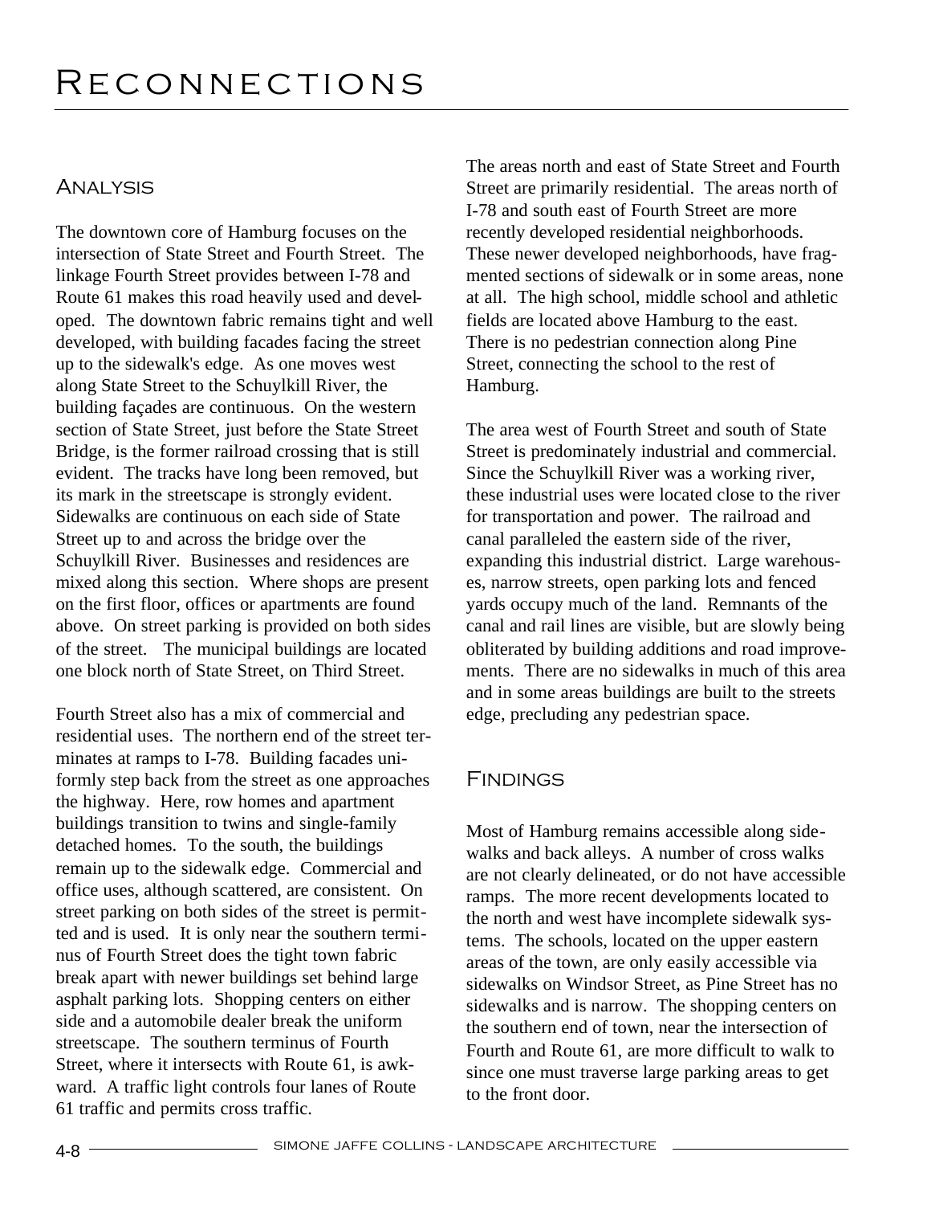# Reconnections

## Analysis

The downtown core of Hamburg focuses on the intersection of State Street and Fourth Street. The linkage Fourth Street provides between I-78 and Route 61 makes this road heavily used and developed. The downtown fabric remains tight and well developed, with building facades facing the street up to the sidewalk's edge. As one moves west along State Street to the Schuylkill River, the building façades are continuous. On the western section of State Street, just before the State Street Bridge, is the former railroad crossing that is still evident. The tracks have long been removed, but its mark in the streetscape is strongly evident. Sidewalks are continuous on each side of State Street up to and across the bridge over the Schuylkill River. Businesses and residences are mixed along this section. Where shops are present on the first floor, offices or apartments are found above. On street parking is provided on both sides of the street. The municipal buildings are located one block north of State Street, on Third Street.

Fourth Street also has a mix of commercial and residential uses. The northern end of the street terminates at ramps to I-78. Building facades uniformly step back from the street as one approaches the highway. Here, row homes and apartment buildings transition to twins and single-family detached homes. To the south, the buildings remain up to the sidewalk edge. Commercial and office uses, although scattered, are consistent. On street parking on both sides of the street is permitted and is used. It is only near the southern terminus of Fourth Street does the tight town fabric break apart with newer buildings set behind large asphalt parking lots. Shopping centers on either side and a automobile dealer break the uniform streetscape. The southern terminus of Fourth Street, where it intersects with Route 61, is awkward. A traffic light controls four lanes of Route 61 traffic and permits cross traffic.

The areas north and east of State Street and Fourth Street are primarily residential. The areas north of I-78 and south east of Fourth Street are more recently developed residential neighborhoods. These newer developed neighborhoods, have fragmented sections of sidewalk or in some areas, none at all. The high school, middle school and athletic fields are located above Hamburg to the east. There is no pedestrian connection along Pine Street, connecting the school to the rest of Hamburg.

The area west of Fourth Street and south of State Street is predominately industrial and commercial. Since the Schuylkill River was a working river, these industrial uses were located close to the river for transportation and power. The railroad and canal paralleled the eastern side of the river, expanding this industrial district. Large warehouses, narrow streets, open parking lots and fenced yards occupy much of the land. Remnants of the canal and rail lines are visible, but are slowly being obliterated by building additions and road improvements. There are no sidewalks in much of this area and in some areas buildings are built to the streets edge, precluding any pedestrian space.

## Findings

Most of Hamburg remains accessible along sidewalks and back alleys. A number of cross walks are not clearly delineated, or do not have accessible ramps. The more recent developments located to the north and west have incomplete sidewalk systems. The schools, located on the upper eastern areas of the town, are only easily accessible via sidewalks on Windsor Street, as Pine Street has no sidewalks and is narrow. The shopping centers on the southern end of town, near the intersection of Fourth and Route 61, are more difficult to walk to since one must traverse large parking areas to get to the front door.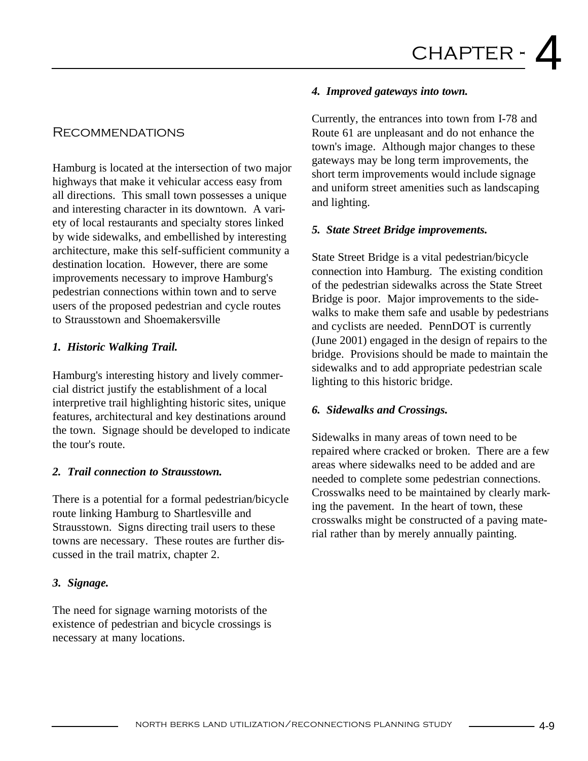# CHAPTER - 4

## Recommendations

Hamburg is located at the intersection of two major highways that make it vehicular access easy from all directions. This small town possesses a unique and interesting character in its downtown. A variety of local restaurants and specialty stores linked by wide sidewalks, and embellished by interesting architecture, make this self-sufficient community a destination location. However, there are some improvements necessary to improve Hamburg's pedestrian connections within town and to serve users of the proposed pedestrian and cycle routes to Strausstown and Shoemakersville

***1. Historic Walking Trail.***

Hamburg's interesting history and lively commercial district justify the establishment of a local interpretive trail highlighting historic sites, unique features, architectural and key destinations around the town. Signage should be developed to indicate the tour's route.

***2. Trail connection to Strausstown.***

There is a potential for a formal pedestrian/bicycle route linking Hamburg to Shartlesville and Strausstown. Signs directing trail users to these towns are necessary. These routes are further discussed in the trail matrix, chapter 2.

***3. Signage.***

The need for signage warning motorists of the existence of pedestrian and bicycle crossings is necessary at many locations.

***4. Improved gateways into town.***

Currently, the entrances into town from I-78 and Route 61 are unpleasant and do not enhance the town's image. Although major changes to these gateways may be long term improvements, the short term improvements would include signage and uniform street amenities such as landscaping and lighting.

***5. State Street Bridge improvements.***

State Street Bridge is a vital pedestrian/bicycle connection into Hamburg. The existing condition of the pedestrian sidewalks across the State Street Bridge is poor. Major improvements to the sidewalks to make them safe and usable by pedestrians and cyclists are needed. PennDOT is currently (June 2001) engaged in the design of repairs to the bridge. Provisions should be made to maintain the sidewalks and to add appropriate pedestrian scale lighting to this historic bridge.

***6. Sidewalks and Crossings.***

Sidewalks in many areas of town need to be repaired where cracked or broken. There are a few areas where sidewalks need to be added and are needed to complete some pedestrian connections. Crosswalks need to be maintained by clearly marking the pavement. In the heart of town, these crosswalks might be constructed of a paving material rather than by merely annually painting.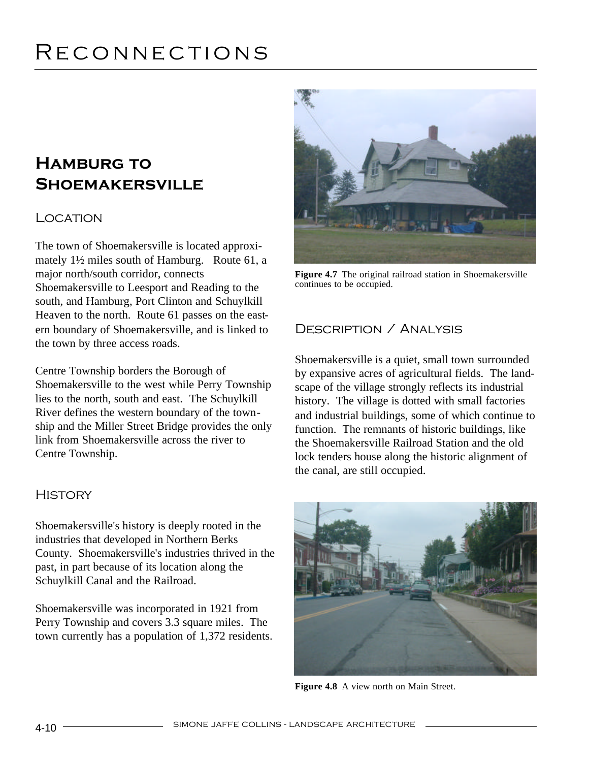# Reconnections

## Hamburg to Shoemakersville

### Location

The town of Shoemakersville is located approximately 1½ miles south of Hamburg. Route 61, a major north/south corridor, connects Shoemakersville to Leesport and Reading to the south, and Hamburg, Port Clinton and Schuylkill Heaven to the north. Route 61 passes on the eastern boundary of Shoemakersville, and is linked to the town by three access roads.

Centre Township borders the Borough of Shoemakersville to the west while Perry Township lies to the north, south and east. The Schuylkill River defines the western boundary of the township and the Miller Street Bridge provides the only link from Shoemakersville across the river to Centre Township.

### History

Shoemakersville's history is deeply rooted in the industries that developed in Northern Berks County. Shoemakersville's industries thrived in the past, in part because of its location along the Schuylkill Canal and the Railroad.

Shoemakersville was incorporated in 1921 from Perry Township and covers 3.3 square miles. The town currently has a population of 1,372 residents.

**Figure 4.7** The original railroad station in Shoemakersville continues to be occupied.

### Description / Analysis

Shoemakersville is a quiet, small town surrounded by expansive acres of agricultural fields. The landscape of the village strongly reflects its industrial history. The village is dotted with small factories and industrial buildings, some of which continue to function. The remnants of historic buildings, like the Shoemakersville Railroad Station and the old lock tenders house along the historic alignment of the canal, are still occupied.

**Figure 4.8** A view north on Main Street.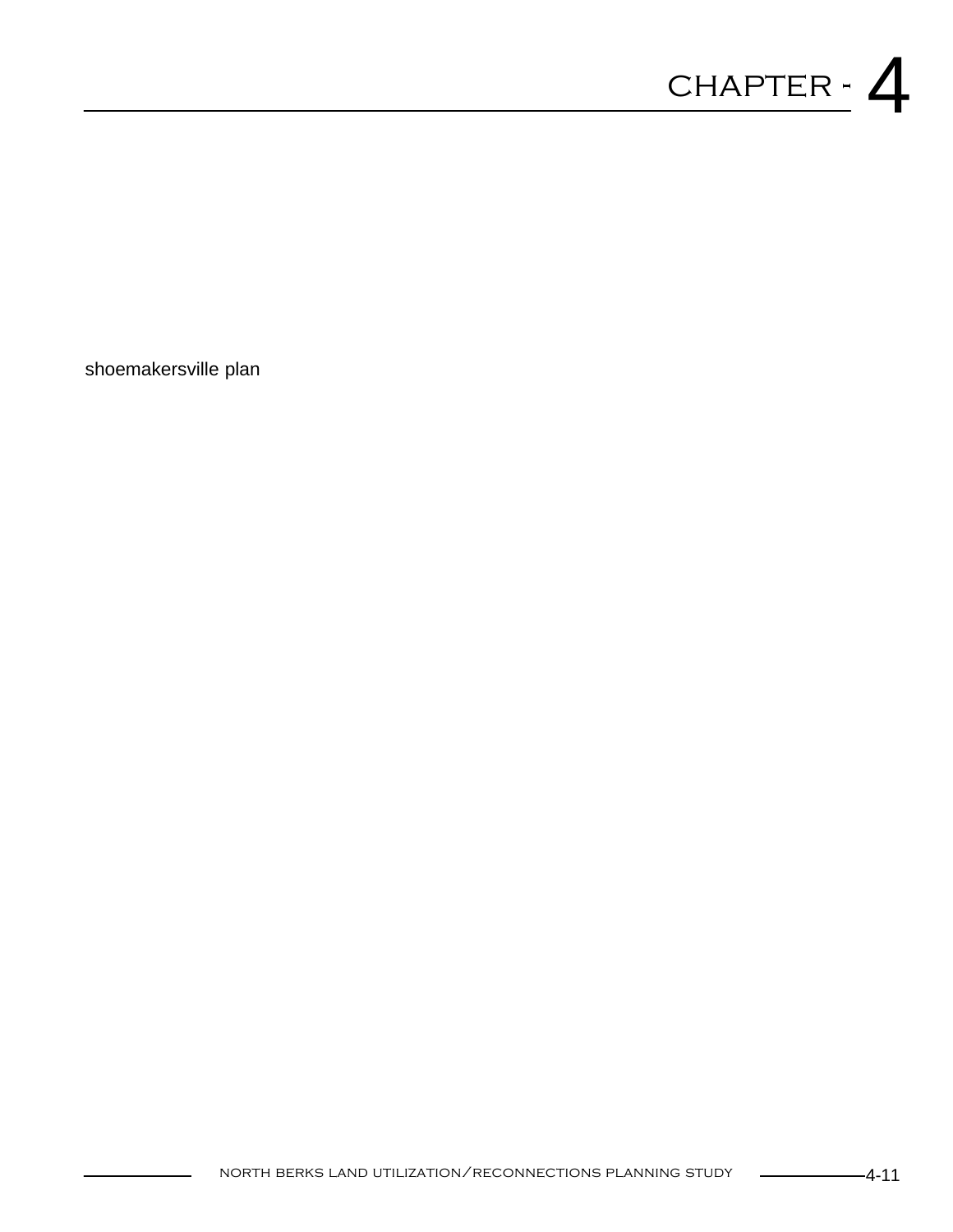shoemakersville plan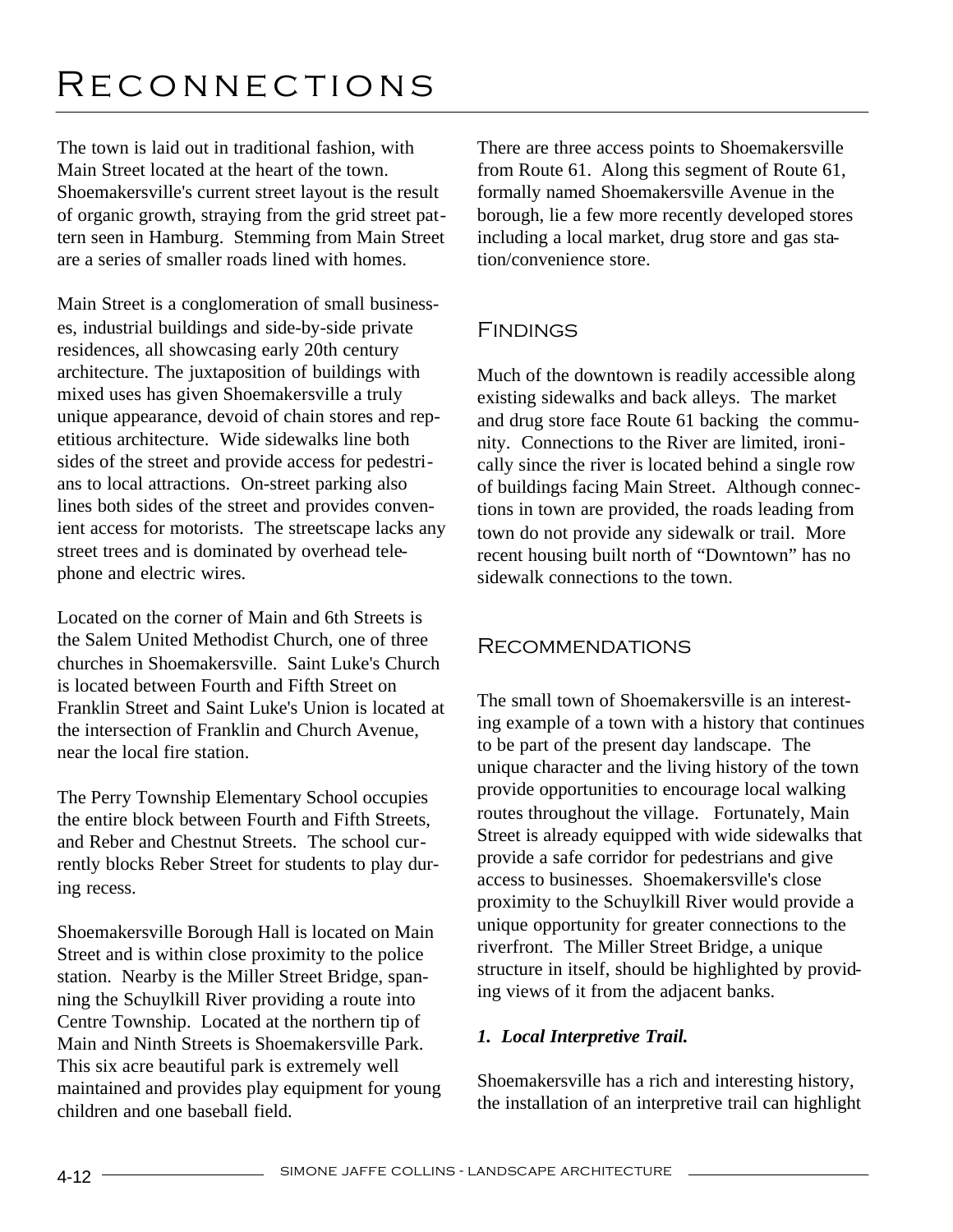# Reconnections

The town is laid out in traditional fashion, with Main Street located at the heart of the town. Shoemakersville's current street layout is the result of organic growth, straying from the grid street pattern seen in Hamburg. Stemming from Main Street are a series of smaller roads lined with homes.

Main Street is a conglomeration of small businesses, industrial buildings and side-by-side private residences, all showcasing early 20th century architecture. The juxtaposition of buildings with mixed uses has given Shoemakersville a truly unique appearance, devoid of chain stores and repetitious architecture. Wide sidewalks line both sides of the street and provide access for pedestrians to local attractions. On-street parking also lines both sides of the street and provides convenient access for motorists. The streetscape lacks any street trees and is dominated by overhead telephone and electric wires.

Located on the corner of Main and 6th Streets is the Salem United Methodist Church, one of three churches in Shoemakersville. Saint Luke's Church is located between Fourth and Fifth Street on Franklin Street and Saint Luke's Union is located at the intersection of Franklin and Church Avenue, near the local fire station.

The Perry Township Elementary School occupies the entire block between Fourth and Fifth Streets, and Reber and Chestnut Streets. The school currently blocks Reber Street for students to play during recess.

Shoemakersville Borough Hall is located on Main Street and is within close proximity to the police station. Nearby is the Miller Street Bridge, spanning the Schuylkill River providing a route into Centre Township. Located at the northern tip of Main and Ninth Streets is Shoemakersville Park. This six acre beautiful park is extremely well maintained and provides play equipment for young children and one baseball field.

There are three access points to Shoemakersville from Route 61. Along this segment of Route 61, formally named Shoemakersville Avenue in the borough, lie a few more recently developed stores including a local market, drug store and gas station/convenience store.

## Findings

Much of the downtown is readily accessible along existing sidewalks and back alleys. The market and drug store face Route 61 backing the community. Connections to the River are limited, ironically since the river is located behind a single row of buildings facing Main Street. Although connections in town are provided, the roads leading from town do not provide any sidewalk or trail. More recent housing built north of "Downtown" has no sidewalk connections to the town.

## Recommendations

The small town of Shoemakersville is an interesting example of a town with a history that continues to be part of the present day landscape. The unique character and the living history of the town provide opportunities to encourage local walking routes throughout the village. Fortunately, Main Street is already equipped with wide sidewalks that provide a safe corridor for pedestrians and give access to businesses. Shoemakersville's close proximity to the Schuylkill River would provide a unique opportunity for greater connections to the riverfront. The Miller Street Bridge, a unique structure in itself, should be highlighted by providing views of it from the adjacent banks.

### *1. Local Interpretive Trail.*

Shoemakersville has a rich and interesting history, the installation of an interpretive trail can highlight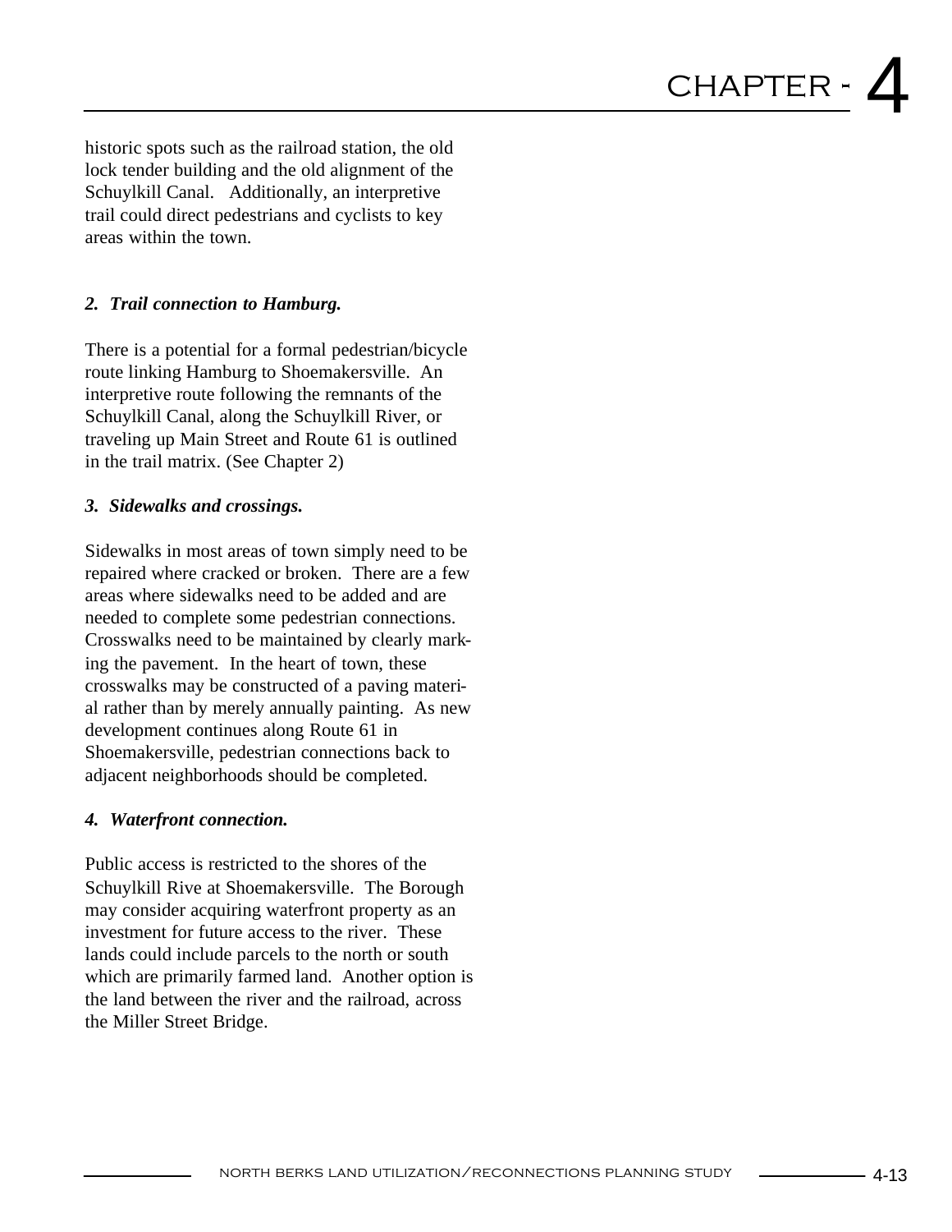historic spots such as the railroad station, the old lock tender building and the old alignment of the Schuylkill Canal. Additionally, an interpretive trail could direct pedestrians and cyclists to key areas within the town.

***2. Trail connection to Hamburg.***

There is a potential for a formal pedestrian/bicycle route linking Hamburg to Shoemakersville. An interpretive route following the remnants of the Schuylkill Canal, along the Schuylkill River, or traveling up Main Street and Route 61 is outlined in the trail matrix. (See Chapter 2)

***3. Sidewalks and crossings.***

Sidewalks in most areas of town simply need to be repaired where cracked or broken. There are a few areas where sidewalks need to be added and are needed to complete some pedestrian connections. Crosswalks need to be maintained by clearly marking the pavement. In the heart of town, these crosswalks may be constructed of a paving material rather than by merely annually painting. As new development continues along Route 61 in Shoemakersville, pedestrian connections back to adjacent neighborhoods should be completed.

***4. Waterfront connection.***

Public access is restricted to the shores of the Schuylkill Rive at Shoemakersville. The Borough may consider acquiring waterfront property as an investment for future access to the river. These lands could include parcels to the north or south which are primarily farmed land. Another option is the land between the river and the railroad, across the Miller Street Bridge.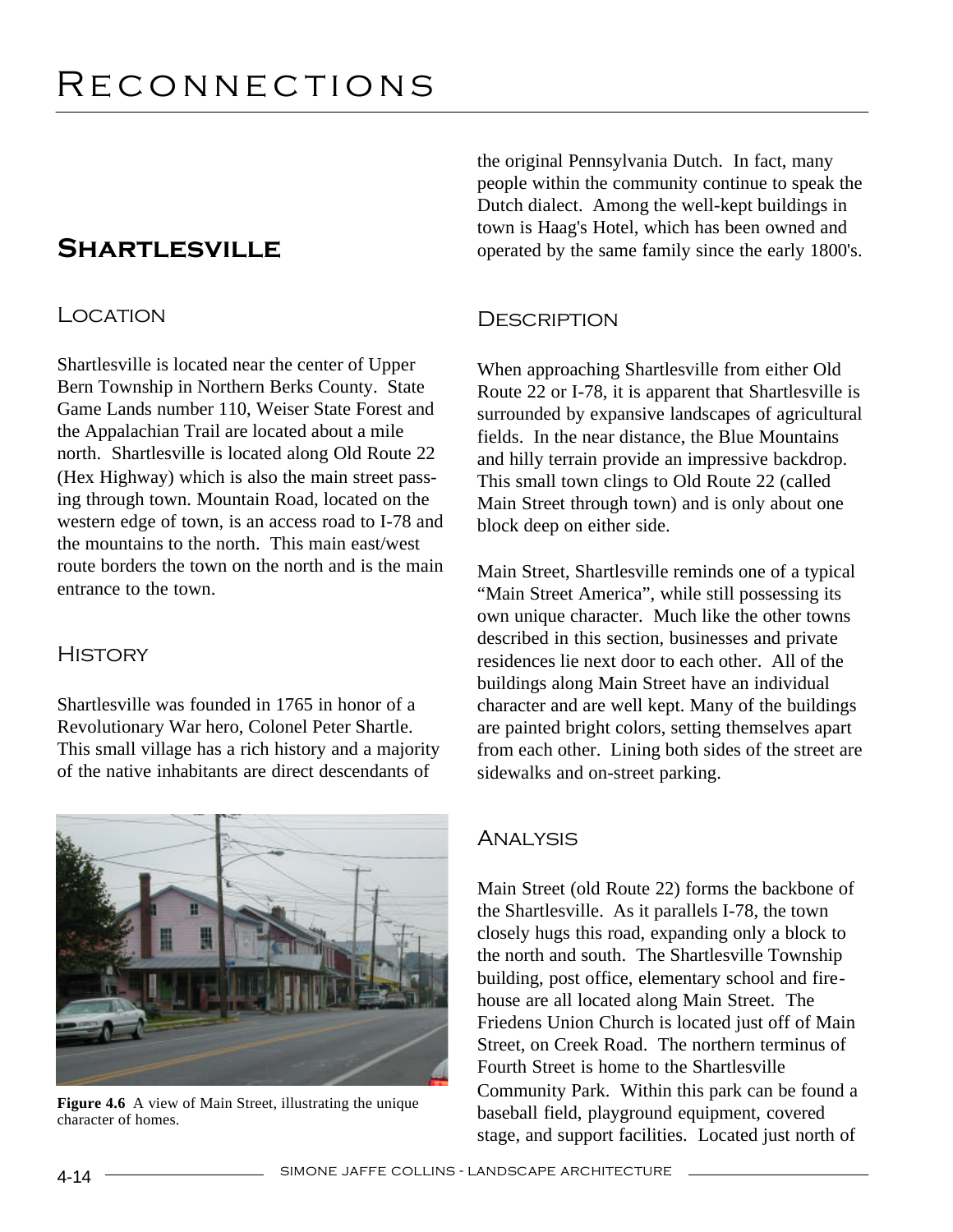## Shartlesville

### Location

Shartlesville is located near the center of Upper Bern Township in Northern Berks County. State Game Lands number 110, Weiser State Forest and the Appalachian Trail are located about a mile north. Shartlesville is located along Old Route 22 (Hex Highway) which is also the main street passing through town. Mountain Road, located on the western edge of town, is an access road to I-78 and the mountains to the north. This main east/west route borders the town on the north and is the main entrance to the town.

### History

Shartlesville was founded in 1765 in honor of a Revolutionary War hero, Colonel Peter Shartle. This small village has a rich history and a majority of the native inhabitants are direct descendants of the original Pennsylvania Dutch. In fact, many people within the community continue to speak the Dutch dialect. Among the well-kept buildings in town is Haag's Hotel, which has been owned and operated by the same family since the early 1800's.

**Figure 4.6** A view of Main Street, illustrating the unique character of homes.

### Description

When approaching Shartlesville from either Old Route 22 or I-78, it is apparent that Shartlesville is surrounded by expansive landscapes of agricultural fields. In the near distance, the Blue Mountains and hilly terrain provide an impressive backdrop. This small town clings to Old Route 22 (called Main Street through town) and is only about one block deep on either side.

Main Street, Shartlesville reminds one of a typical "Main Street America", while still possessing its own unique character. Much like the other towns described in this section, businesses and private residences lie next door to each other. All of the buildings along Main Street have an individual character and are well kept. Many of the buildings are painted bright colors, setting themselves apart from each other. Lining both sides of the street are sidewalks and on-street parking.

### Analysis

Main Street (old Route 22) forms the backbone of the Shartlesville. As it parallels I-78, the town closely hugs this road, expanding only a block to the north and south. The Shartlesville Township building, post office, elementary school and firehouse are all located along Main Street. The Friedens Union Church is located just off of Main Street, on Creek Road. The northern terminus of Fourth Street is home to the Shartlesville Community Park. Within this park can be found a baseball field, playground equipment, covered stage, and support facilities. Located just north of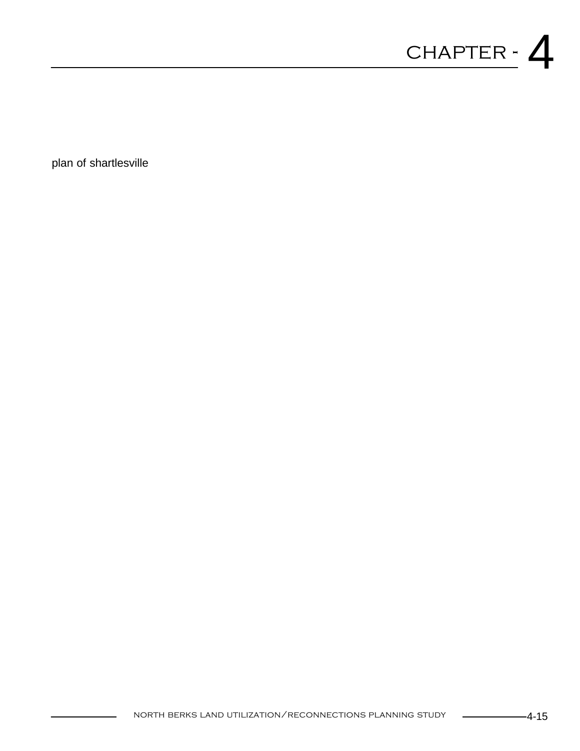plan of shartlesville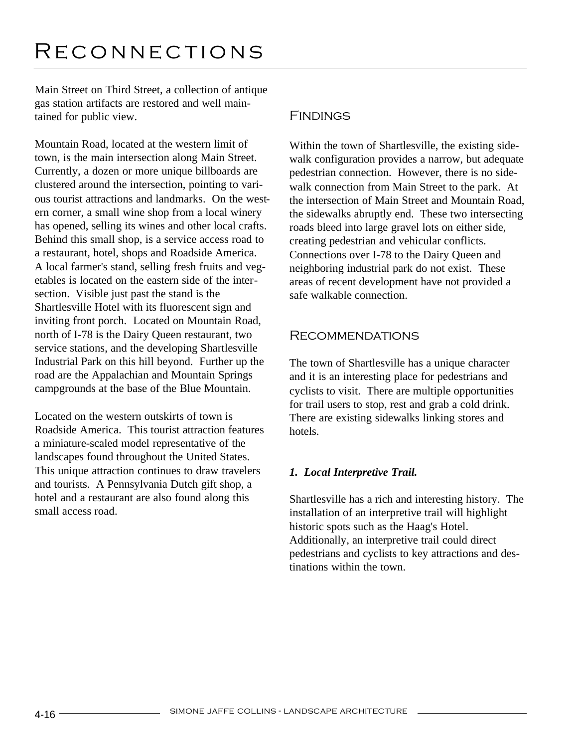# Reconnections

Main Street on Third Street, a collection of antique gas station artifacts are restored and well maintained for public view.

Mountain Road, located at the western limit of town, is the main intersection along Main Street. Currently, a dozen or more unique billboards are clustered around the intersection, pointing to various tourist attractions and landmarks. On the western corner, a small wine shop from a local winery has opened, selling its wines and other local crafts. Behind this small shop, is a service access road to a restaurant, hotel, shops and Roadside America. A local farmer's stand, selling fresh fruits and vegetables is located on the eastern side of the intersection. Visible just past the stand is the Shartlesville Hotel with its fluorescent sign and inviting front porch. Located on Mountain Road, north of I-78 is the Dairy Queen restaurant, two service stations, and the developing Shartlesville Industrial Park on this hill beyond. Further up the road are the Appalachian and Mountain Springs campgrounds at the base of the Blue Mountain.

Located on the western outskirts of town is Roadside America. This tourist attraction features a miniature-scaled model representative of the landscapes found throughout the United States. This unique attraction continues to draw travelers and tourists. A Pennsylvania Dutch gift shop, a hotel and a restaurant are also found along this small access road.

## Findings

Within the town of Shartlesville, the existing sidewalk configuration provides a narrow, but adequate pedestrian connection. However, there is no sidewalk connection from Main Street to the park. At the intersection of Main Street and Mountain Road, the sidewalks abruptly end. These two intersecting roads bleed into large gravel lots on either side, creating pedestrian and vehicular conflicts. Connections over I-78 to the Dairy Queen and neighboring industrial park do not exist. These areas of recent development have not provided a safe walkable connection.

## Recommendations

The town of Shartlesville has a unique character and it is an interesting place for pedestrians and cyclists to visit. There are multiple opportunities for trail users to stop, rest and grab a cold drink. There are existing sidewalks linking stores and hotels.

***1. Local Interpretive Trail.***

Shartlesville has a rich and interesting history. The installation of an interpretive trail will highlight historic spots such as the Haag's Hotel. Additionally, an interpretive trail could direct pedestrians and cyclists to key attractions and destinations within the town.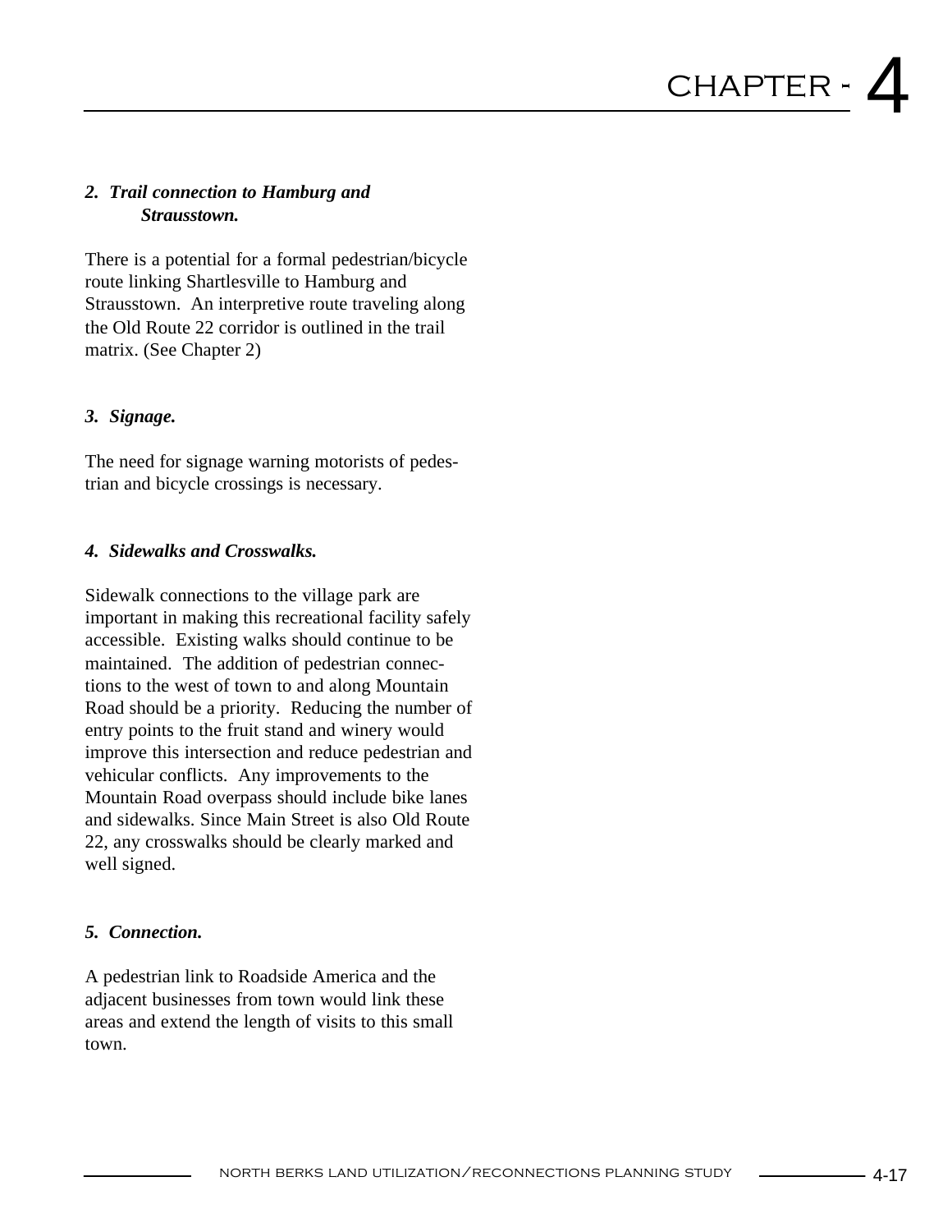***2. Trail connection to Hamburg and Strausstown.***

There is a potential for a formal pedestrian/bicycle route linking Shartlesville to Hamburg and Strausstown. An interpretive route traveling along the Old Route 22 corridor is outlined in the trail matrix. (See Chapter 2)

***3. Signage.***

The need for signage warning motorists of pedestrian and bicycle crossings is necessary.

***4. Sidewalks and Crosswalks.***

Sidewalk connections to the village park are important in making this recreational facility safely accessible. Existing walks should continue to be maintained. The addition of pedestrian connections to the west of town to and along Mountain Road should be a priority. Reducing the number of entry points to the fruit stand and winery would improve this intersection and reduce pedestrian and vehicular conflicts. Any improvements to the Mountain Road overpass should include bike lanes and sidewalks. Since Main Street is also Old Route 22, any crosswalks should be clearly marked and well signed.

***5. Connection.***

A pedestrian link to Roadside America and the adjacent businesses from town would link these areas and extend the length of visits to this small town.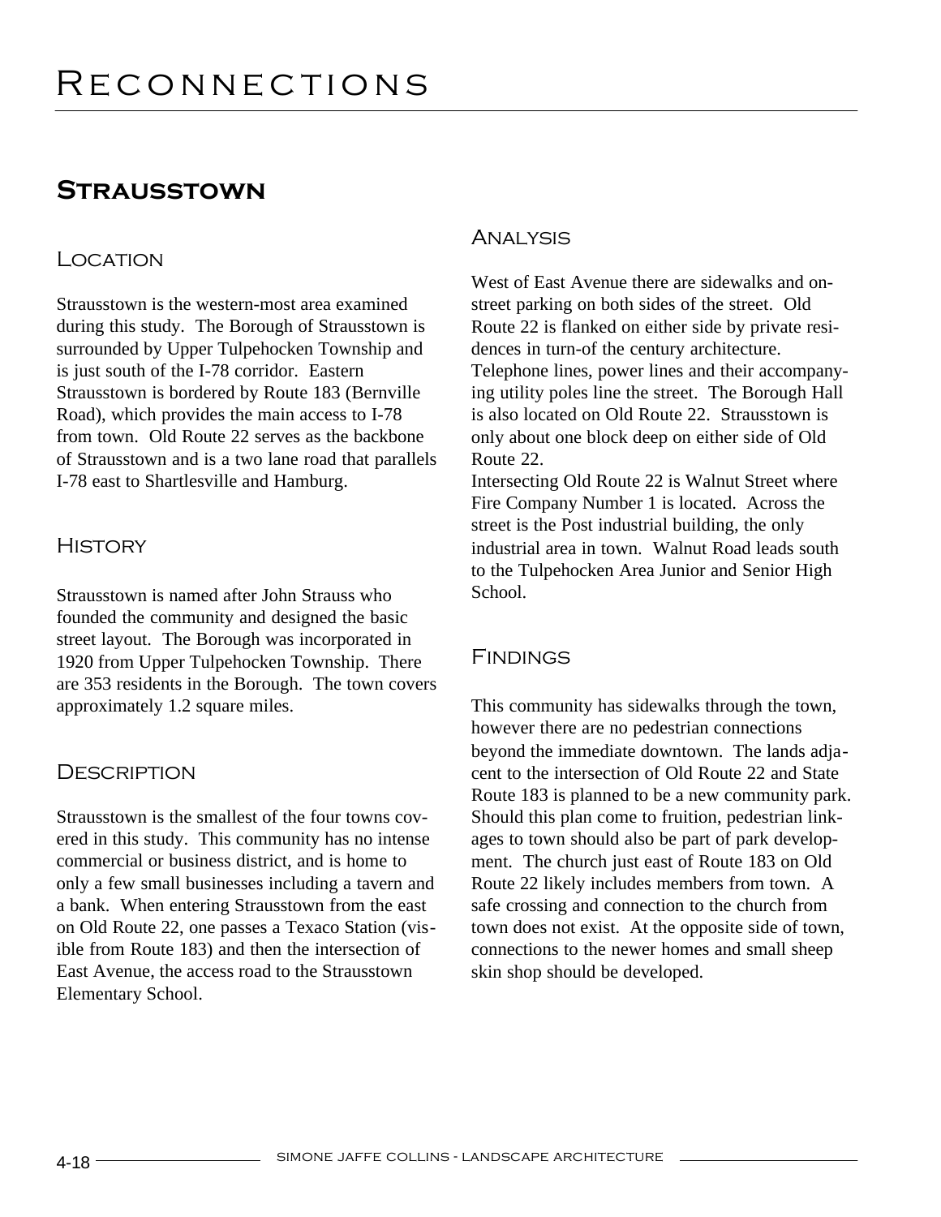## Strausstown

### Location

Strausstown is the western-most area examined during this study. The Borough of Strausstown is surrounded by Upper Tulpehocken Township and is just south of the I-78 corridor. Eastern Strausstown is bordered by Route 183 (Bernville Road), which provides the main access to I-78 from town. Old Route 22 serves as the backbone of Strausstown and is a two lane road that parallels I-78 east to Shartlesville and Hamburg.

### History

Strausstown is named after John Strauss who founded the community and designed the basic street layout. The Borough was incorporated in 1920 from Upper Tulpehocken Township. There are 353 residents in the Borough. The town covers approximately 1.2 square miles.

### Description

Strausstown is the smallest of the four towns covered in this study. This community has no intense commercial or business district, and is home to only a few small businesses including a tavern and a bank. When entering Strausstown from the east on Old Route 22, one passes a Texaco Station (visible from Route 183) and then the intersection of East Avenue, the access road to the Strausstown Elementary School.

### Analysis

West of East Avenue there are sidewalks and on-street parking on both sides of the street. Old Route 22 is flanked on either side by private residences in turn-of the century architecture. Telephone lines, power lines and their accompanying utility poles line the street. The Borough Hall is also located on Old Route 22. Strausstown is only about one block deep on either side of Old Route 22.
Intersecting Old Route 22 is Walnut Street where Fire Company Number 1 is located. Across the street is the Post industrial building, the only industrial area in town. Walnut Road leads south to the Tulpehocken Area Junior and Senior High School.

### Findings

This community has sidewalks through the town, however there are no pedestrian connections beyond the immediate downtown. The lands adjacent to the intersection of Old Route 22 and State Route 183 is planned to be a new community park. Should this plan come to fruition, pedestrian linkages to town should also be part of park development. The church just east of Route 183 on Old Route 22 likely includes members from town. A safe crossing and connection to the church from town does not exist. At the opposite side of town, connections to the newer homes and small sheep skin shop should be developed.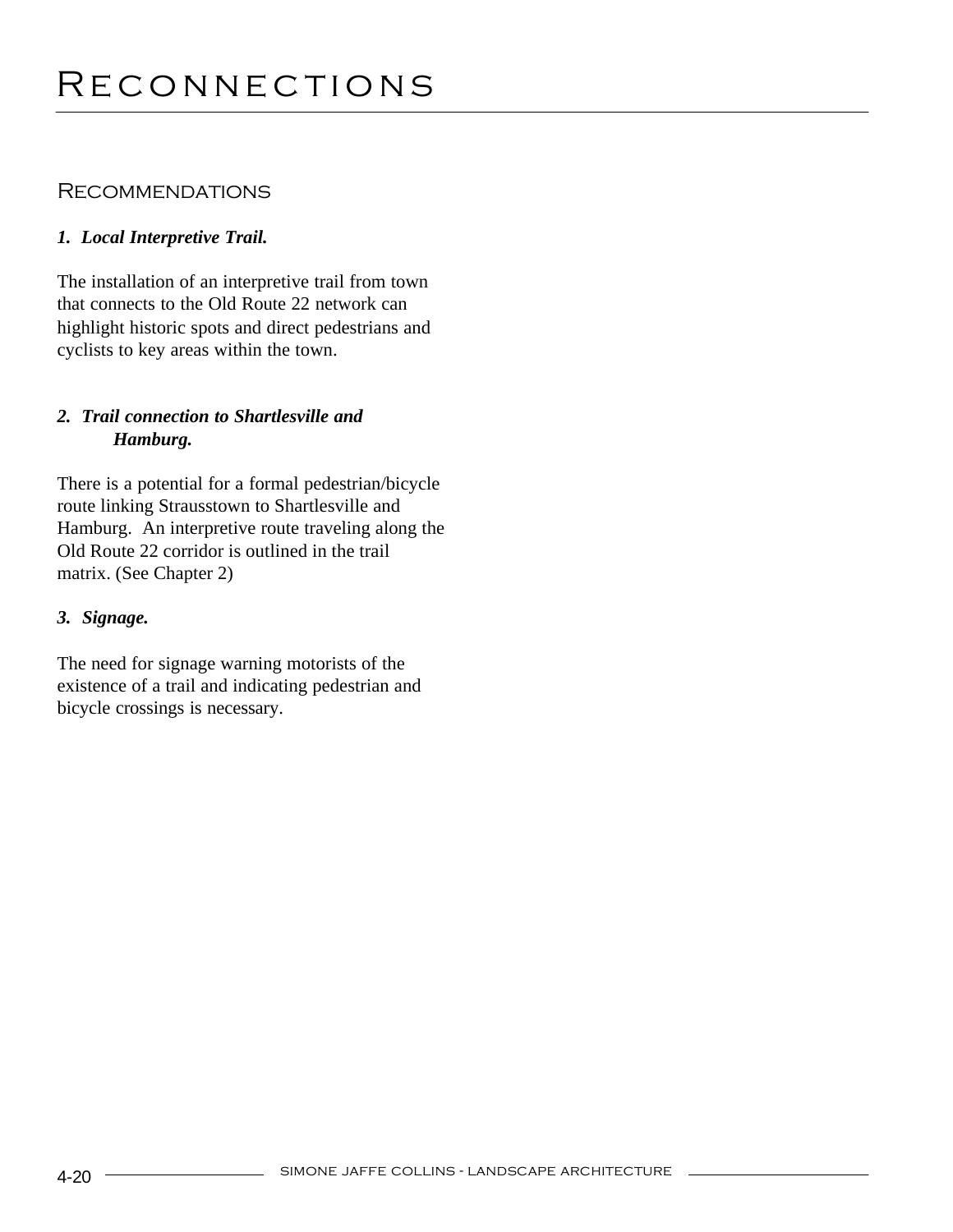# Reconnections

## Recommendations

***1. Local Interpretive Trail.***

The installation of an interpretive trail from town that connects to the Old Route 22 network can highlight historic spots and direct pedestrians and cyclists to key areas within the town.

***2. Trail connection to Shartlesville and Hamburg.***

There is a potential for a formal pedestrian/bicycle route linking Strausstown to Shartlesville and Hamburg. An interpretive route traveling along the Old Route 22 corridor is outlined in the trail matrix. (See Chapter 2)

***3. Signage.***

The need for signage warning motorists of the existence of a trail and indicating pedestrian and bicycle crossings is necessary.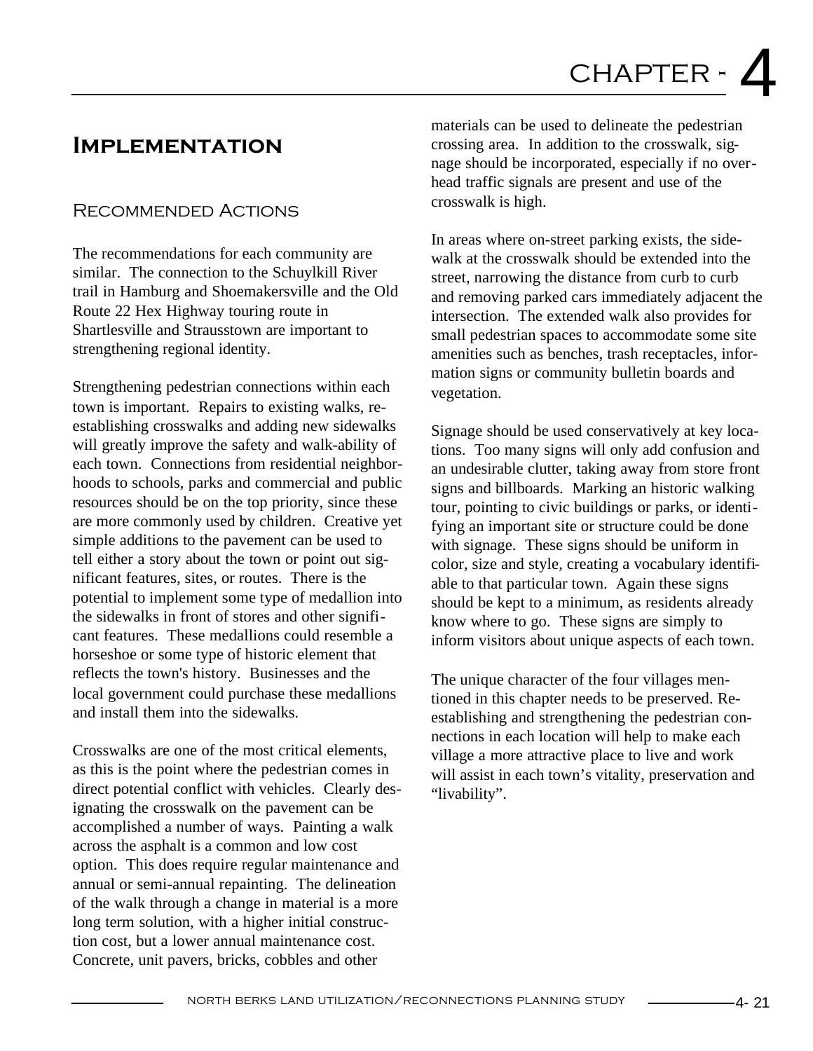# CHAPTER - 4

## Implementation

### Recommended Actions

The recommendations for each community are similar. The connection to the Schuylkill River trail in Hamburg and Shoemakersville and the Old Route 22 Hex Highway touring route in Shartlesville and Strausstown are important to strengthening regional identity.

Strengthening pedestrian connections within each town is important. Repairs to existing walks, re-establishing crosswalks and adding new sidewalks will greatly improve the safety and walk-ability of each town. Connections from residential neighborhoods to schools, parks and commercial and public resources should be on the top priority, since these are more commonly used by children. Creative yet simple additions to the pavement can be used to tell either a story about the town or point out significant features, sites, or routes. There is the potential to implement some type of medallion into the sidewalks in front of stores and other significant features. These medallions could resemble a horseshoe or some type of historic element that reflects the town's history. Businesses and the local government could purchase these medallions and install them into the sidewalks.

Crosswalks are one of the most critical elements, as this is the point where the pedestrian comes in direct potential conflict with vehicles. Clearly designating the crosswalk on the pavement can be accomplished a number of ways. Painting a walk across the asphalt is a common and low cost option. This does require regular maintenance and annual or semi-annual repainting. The delineation of the walk through a change in material is a more long term solution, with a higher initial construction cost, but a lower annual maintenance cost. Concrete, unit pavers, bricks, cobbles and other materials can be used to delineate the pedestrian crossing area. In addition to the crosswalk, signage should be incorporated, especially if no overhead traffic signals are present and use of the crosswalk is high.

In areas where on-street parking exists, the sidewalk at the crosswalk should be extended into the street, narrowing the distance from curb to curb and removing parked cars immediately adjacent the intersection. The extended walk also provides for small pedestrian spaces to accommodate some site amenities such as benches, trash receptacles, information signs or community bulletin boards and vegetation.

Signage should be used conservatively at key locations. Too many signs will only add confusion and an undesirable clutter, taking away from store front signs and billboards. Marking an historic walking tour, pointing to civic buildings or parks, or identifying an important site or structure could be done with signage. These signs should be uniform in color, size and style, creating a vocabulary identifiable to that particular town. Again these signs should be kept to a minimum, as residents already know where to go. These signs are simply to inform visitors about unique aspects of each town.

The unique character of the four villages mentioned in this chapter needs to be preserved. Re-establishing and strengthening the pedestrian connections in each location will help to make each village a more attractive place to live and work will assist in each town's vitality, preservation and "livability".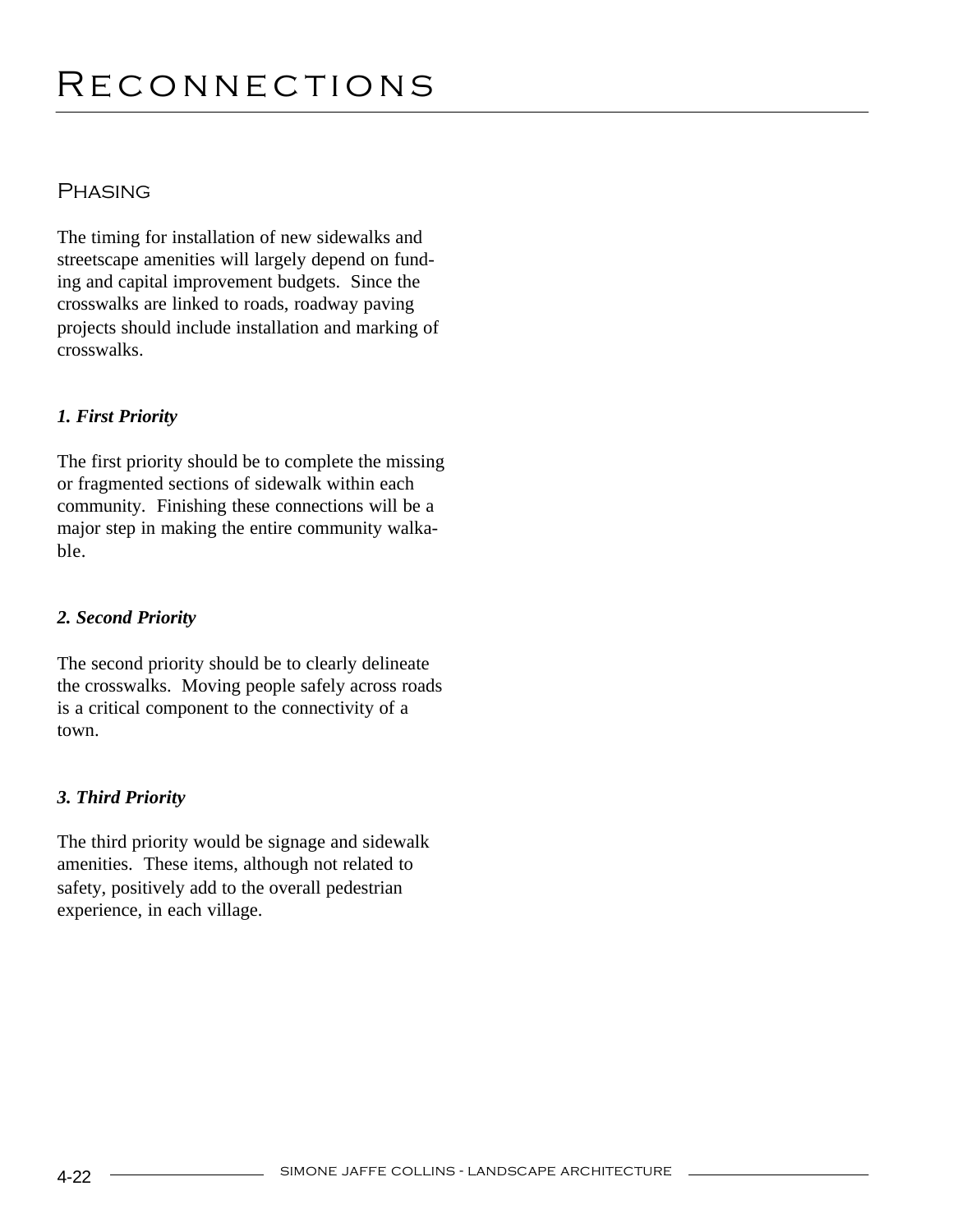# Reconnections

## Phasing

The timing for installation of new sidewalks and streetscape amenities will largely depend on funding and capital improvement budgets. Since the crosswalks are linked to roads, roadway paving projects should include installation and marking of crosswalks.

***1. First Priority***

The first priority should be to complete the missing or fragmented sections of sidewalk within each community. Finishing these connections will be a major step in making the entire community walkable.

***2. Second Priority***

The second priority should be to clearly delineate the crosswalks. Moving people safely across roads is a critical component to the connectivity of a town.

***3. Third Priority***

The third priority would be signage and sidewalk amenities. These items, although not related to safety, positively add to the overall pedestrian experience, in each village.